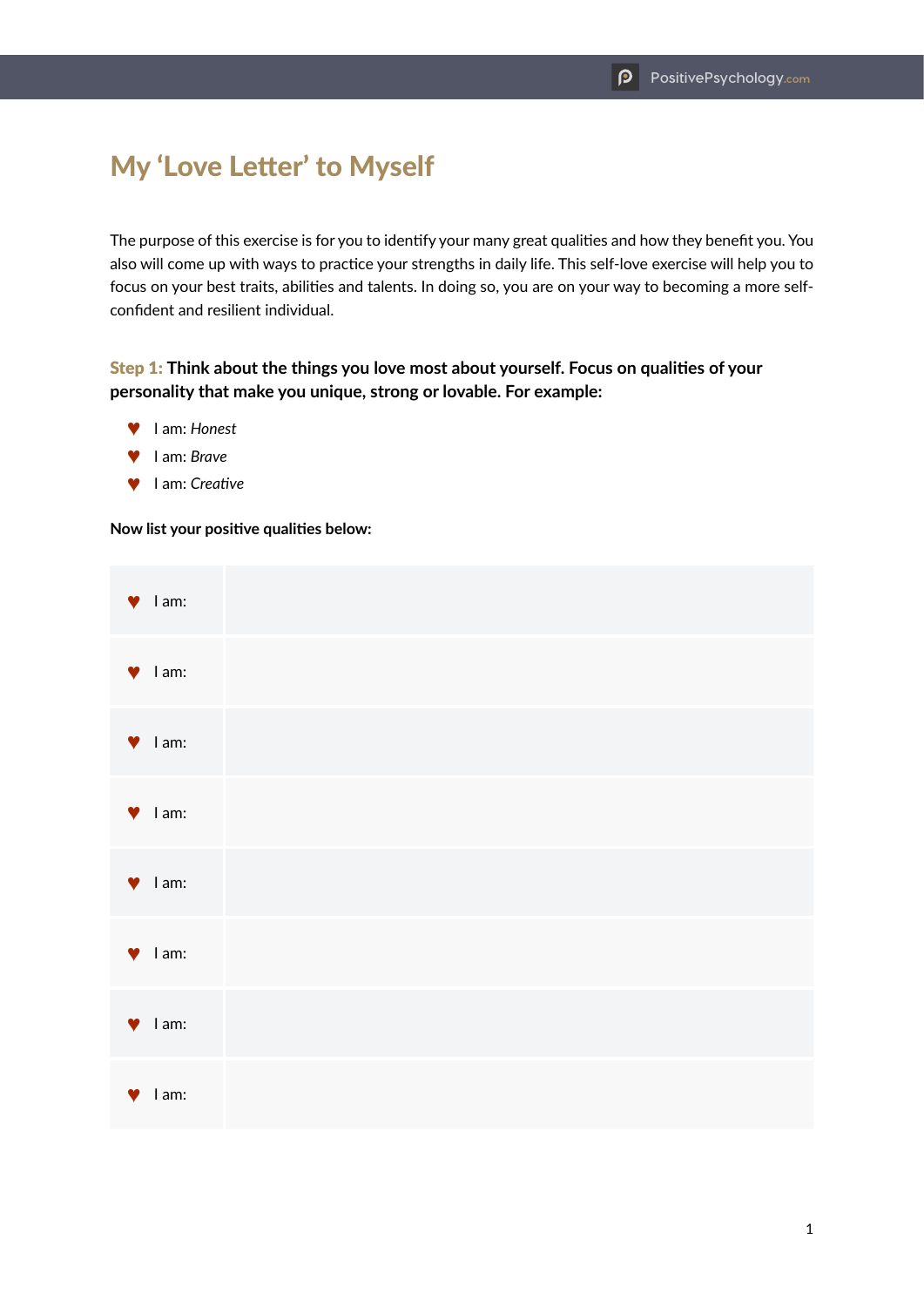# My 'Love Letter' to Myself

The purpose of this exercise is for you to identify your many great qualities and how they benefit you. You also will come up with ways to practice your strengths in daily life. This self-love exercise will help you to focus on your best traits, abilities and talents. In doing so, you are on your way to becoming a more self-confident and resilient individual.

**Step 1: Think about the things you love most about yourself. Focus on qualities of your personality that make you unique, strong or lovable. For example:**

- ♥ I am: *Honest*
- ♥ I am: *Brave*
- ♥ I am: *Creative*

**Now list your positive qualities below:**

| | |
|---|---|
| ♥ I am: | |
| ♥ I am: | |
| ♥ I am: | |
| ♥ I am: | |
| ♥ I am: | |
| ♥ I am: | |
| ♥ I am: | |
| ♥ I am: | |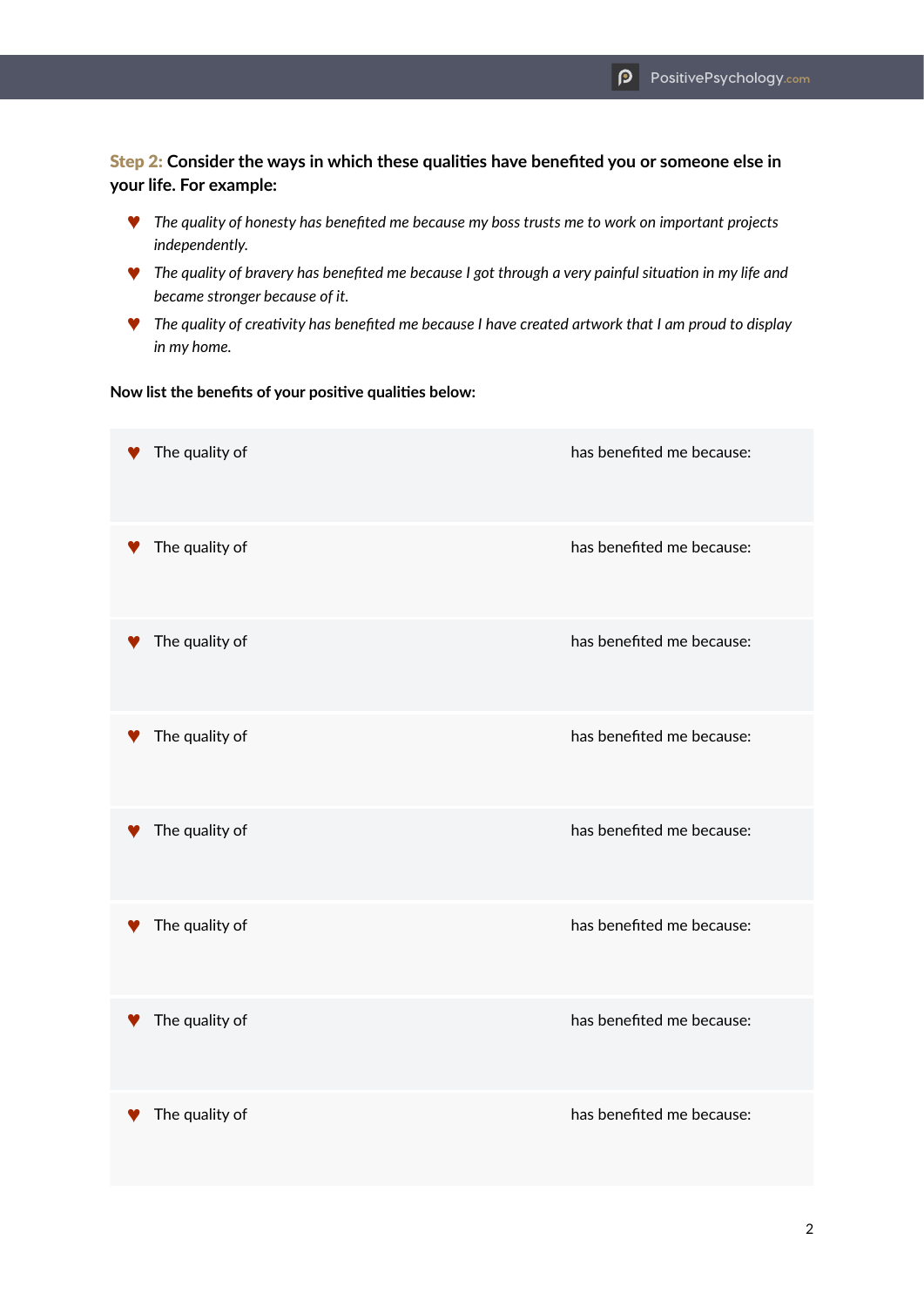**Step 2: Consider the ways in which these qualities have benefited you or someone else in your life. For example:**

- *The quality of honesty has benefited me because my boss trusts me to work on important projects independently.*
- *The quality of bravery has benefited me because I got through a very painful situation in my life and became stronger because of it.*
- *The quality of creativity has benefited me because I have created artwork that I am proud to display in my home.*

**Now list the benefits of your positive qualities below:**

| | |
|---|---|
| ♥ The quality of | has benefited me because: |
| ♥ The quality of | has benefited me because: |
| ♥ The quality of | has benefited me because: |
| ♥ The quality of | has benefited me because: |
| ♥ The quality of | has benefited me because: |
| ♥ The quality of | has benefited me because: |
| ♥ The quality of | has benefited me because: |
| ♥ The quality of | has benefited me because: |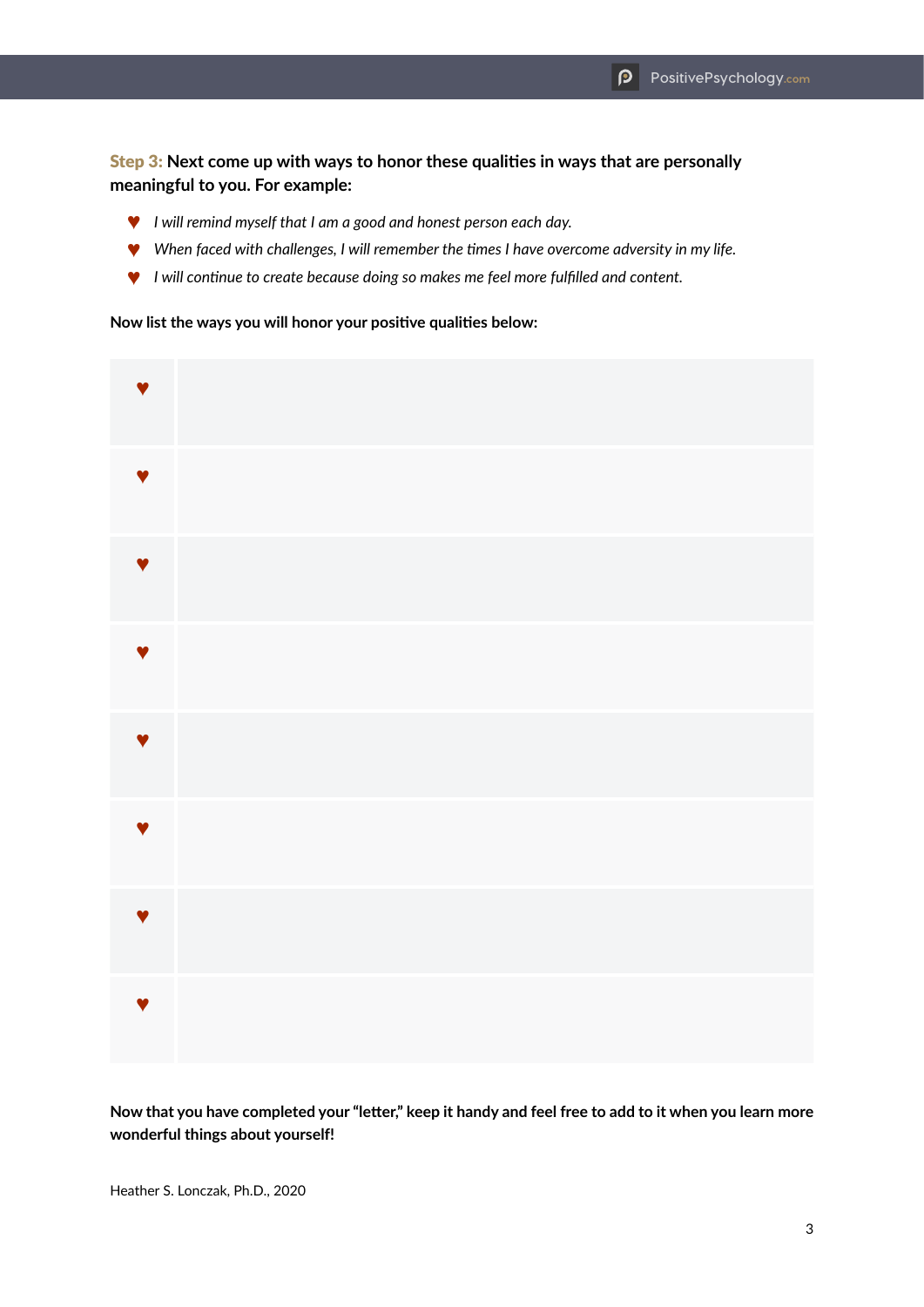**Step 3: Next come up with ways to honor these qualities in ways that are personally meaningful to you. For example:**

- *I will remind myself that I am a good and honest person each day.*
- *When faced with challenges, I will remember the times I have overcome adversity in my life.*
- *I will continue to create because doing so makes me feel more fulfilled and content.*

**Now list the ways you will honor your positive qualities below:**

| | |
|---|---|
| ♥ | |
| ♥ | |
| ♥ | |
| ♥ | |
| ♥ | |
| ♥ | |
| ♥ | |
| ♥ | |

**Now that you have completed your "letter," keep it handy and feel free to add to it when you learn more wonderful things about yourself!**

Heather S. Lonczak, Ph.D., 2020